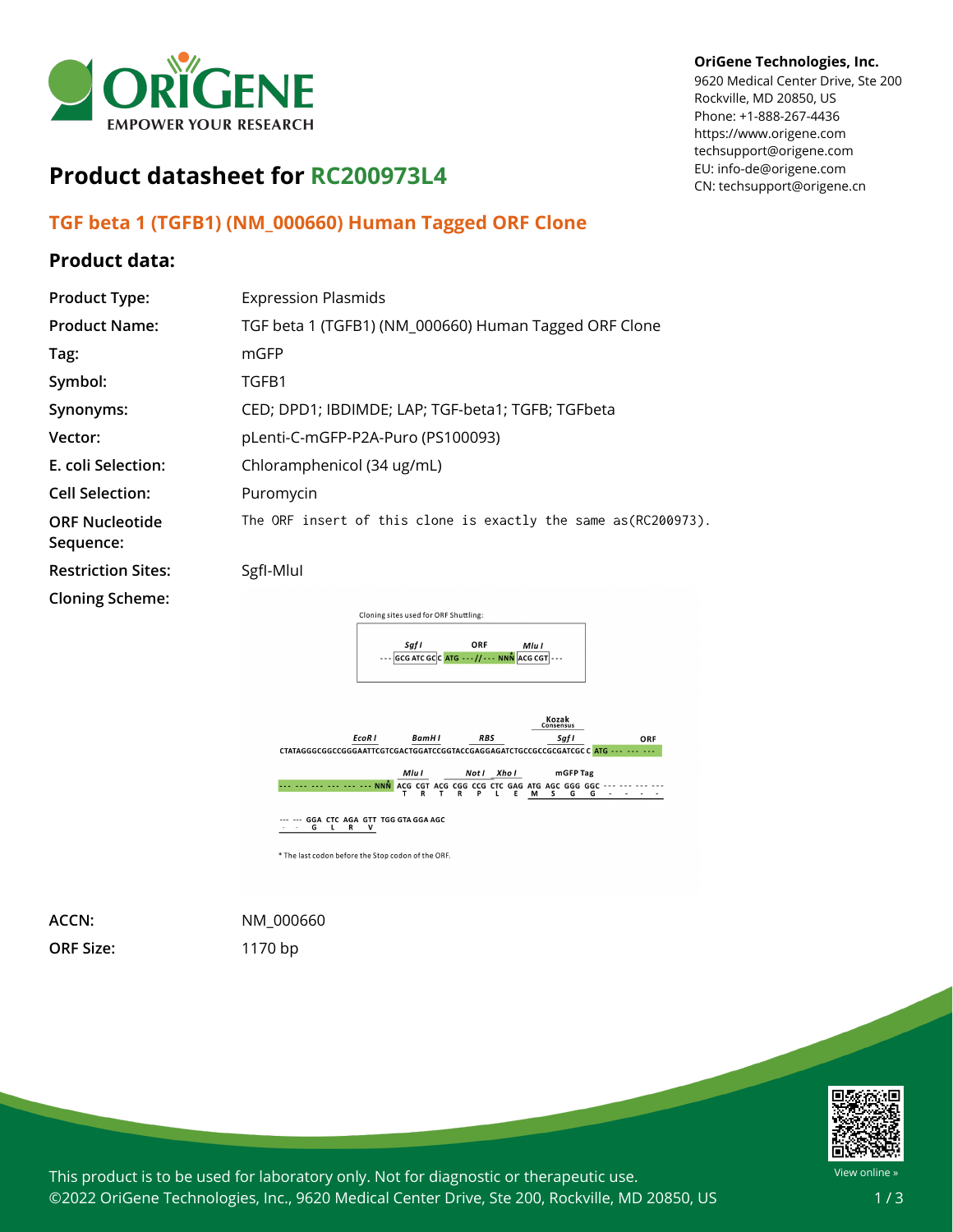OriGene Technologies, Inc.
9620 Medical Center Drive, Ste 200
Rockville, MD 20850, US
Phone: +1-888-267-4436
https://www.origene.com
techsupport@origene.com
EU: info-de@origene.com
CN: techsupport@origene.cn

# Product datasheet for RC200973L4

## TGF beta 1 (TGFB1) (NM_000660) Human Tagged ORF Clone

### Product data:

| | |
|---|---|
| **Product Type:** | Expression Plasmids |
| **Product Name:** | TGF beta 1 (TGFB1) (NM_000660) Human Tagged ORF Clone |
| **Tag:** | mGFP |
| **Symbol:** | TGFB1 |
| **Synonyms:** | CED; DPD1; IBDIMDE; LAP; TGF-beta1; TGFB; TGFbeta |
| **Vector:** | pLenti-C-mGFP-P2A-Puro (PS100093) |
| **E. coli Selection:** | Chloramphenicol (34 ug/mL) |
| **Cell Selection:** | Puromycin |
| **ORF Nucleotide Sequence:** | The ORF insert of this clone is exactly the same as(RC200973). |
| **Restriction Sites:** | SgfI-MluI |
| **Cloning Scheme:** | |

Cloning sites used for ORF Shuttling:

```
         Sgf I         ORF          Mlu I
--- GCG ATC GC C ATG ---//--- NNN ACG CGT ---
```

```
                                                                        Kozak
                                                                        Consensus
                    EcoR I        BamH I          RBS                    Sgf I               ORF
CTATAGGGCGGCCGGGAATTCGTCGACTGGATCCGGTACCGAGGAGATCTGCCGCCGCGATCGC C ATG --- --- ---

                           Mlu I            Not I   Xho I         mGFP Tag
--- --- --- --- --- --- --- NNN ACG CGT ACG CGG CCG CTC GAG ATG AGC GGG GGC --- --- --- --- ---
                                 T   R   T   R   P   L   E   M   S   G   G   -   -   -   -

--- --- GGA CTC AGA GTT TGG GTA GGA AGC
 -   -   G   L   R   V
```

\* The last codon before the Stop codon of the ORF.

| | |
|---|---|
| **ACCN:** | NM_000660 |
| **ORF Size:** | 1170 bp |

This product is to be used for laboratory only. Not for diagnostic or therapeutic use.
©2022 OriGene Technologies, Inc., 9620 Medical Center Drive, Ste 200, Rockville, MD 20850, US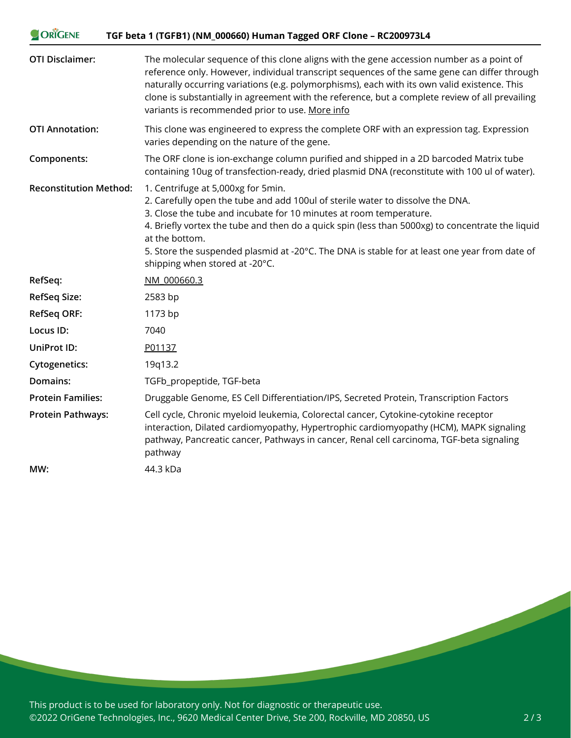| | |
|---|---|
| **OTI Disclaimer:** | The molecular sequence of this clone aligns with the gene accession number as a point of reference only. However, individual transcript sequences of the same gene can differ through naturally occurring variations (e.g. polymorphisms), each with its own valid existence. This clone is substantially in agreement with the reference, but a complete review of all prevailing variants is recommended prior to use. More info |
| **OTI Annotation:** | This clone was engineered to express the complete ORF with an expression tag. Expression varies depending on the nature of the gene. |
| **Components:** | The ORF clone is ion-exchange column purified and shipped in a 2D barcoded Matrix tube containing 10ug of transfection-ready, dried plasmid DNA (reconstitute with 100 ul of water). |
| **Reconstitution Method:** | 1. Centrifuge at 5,000xg for 5min.<br>2. Carefully open the tube and add 100ul of sterile water to dissolve the DNA.<br>3. Close the tube and incubate for 10 minutes at room temperature.<br>4. Briefly vortex the tube and then do a quick spin (less than 5000xg) to concentrate the liquid at the bottom.<br>5. Store the suspended plasmid at -20°C. The DNA is stable for at least one year from date of shipping when stored at -20°C. |
| **RefSeq:** | NM_000660.3 |
| **RefSeq Size:** | 2583 bp |
| **RefSeq ORF:** | 1173 bp |
| **Locus ID:** | 7040 |
| **UniProt ID:** | P01137 |
| **Cytogenetics:** | 19q13.2 |
| **Domains:** | TGFb_propeptide, TGF-beta |
| **Protein Families:** | Druggable Genome, ES Cell Differentiation/IPS, Secreted Protein, Transcription Factors |
| **Protein Pathways:** | Cell cycle, Chronic myeloid leukemia, Colorectal cancer, Cytokine-cytokine receptor interaction, Dilated cardiomyopathy, Hypertrophic cardiomyopathy (HCM), MAPK signaling pathway, Pancreatic cancer, Pathways in cancer, Renal cell carcinoma, TGF-beta signaling pathway |
| **MW:** | 44.3 kDa |

This product is to be used for laboratory only. Not for diagnostic or therapeutic use.
©2022 OriGene Technologies, Inc., 9620 Medical Center Drive, Ste 200, Rockville, MD 20850, US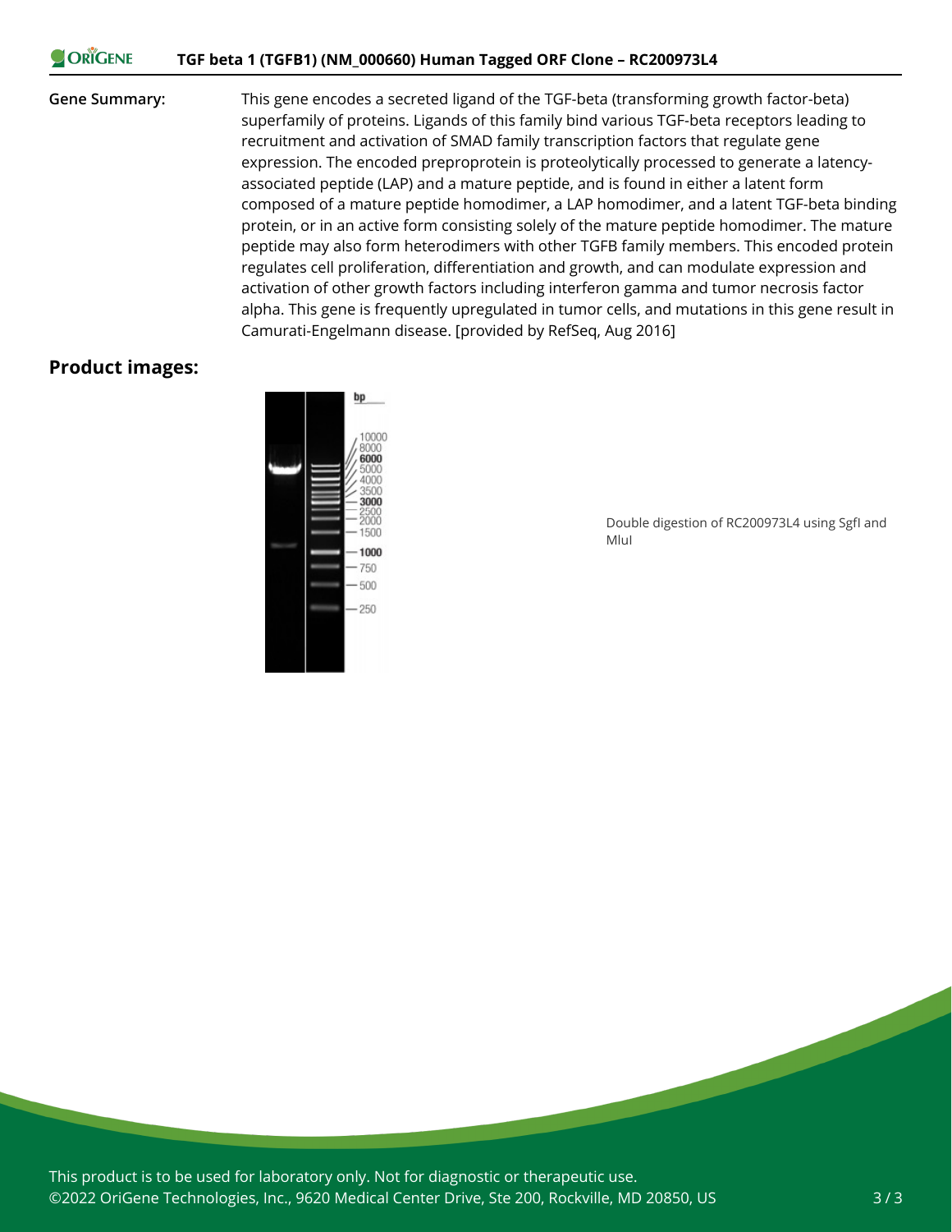**Gene Summary:** This gene encodes a secreted ligand of the TGF-beta (transforming growth factor-beta) superfamily of proteins. Ligands of this family bind various TGF-beta receptors leading to recruitment and activation of SMAD family transcription factors that regulate gene expression. The encoded preproprotein is proteolytically processed to generate a latency-associated peptide (LAP) and a mature peptide, and is found in either a latent form composed of a mature peptide homodimer, a LAP homodimer, and a latent TGF-beta binding protein, or in an active form consisting solely of the mature peptide homodimer. The mature peptide may also form heterodimers with other TGFB family members. This encoded protein regulates cell proliferation, differentiation and growth, and can modulate expression and activation of other growth factors including interferon gamma and tumor necrosis factor alpha. This gene is frequently upregulated in tumor cells, and mutations in this gene result in Camurati-Engelmann disease. [provided by RefSeq, Aug 2016]

## Product images:

bp
10000
8000
6000
5000
4000
3500
3000
2500
2000
1500
1000
750
500
250

Double digestion of RC200973L4 using SgfI and MluI

This product is to be used for laboratory only. Not for diagnostic or therapeutic use.
©2022 OriGene Technologies, Inc., 9620 Medical Center Drive, Ste 200, Rockville, MD 20850, US